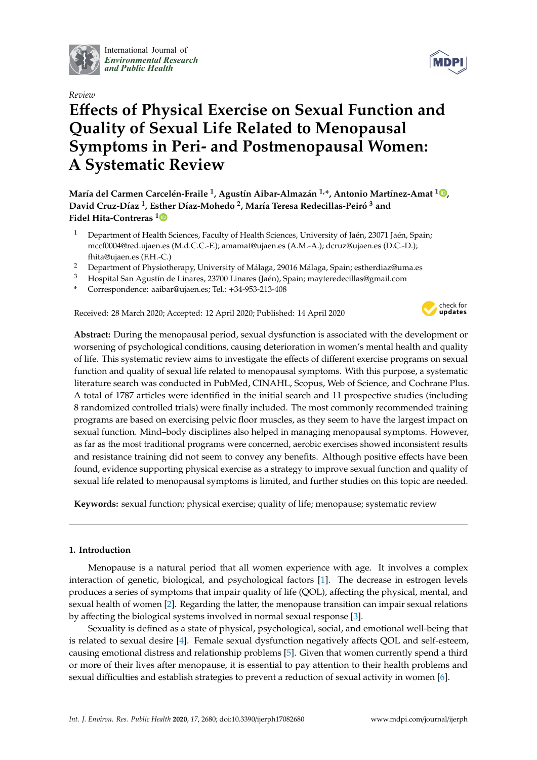International Journal of *Environmental Research and Public Health*

*Review*

# Effects of Physical Exercise on Sexual Function and Quality of Sexual Life Related to Menopausal Symptoms in Peri- and Postmenopausal Women: A Systematic Review

**María del Carmen Carcelén-Fraile [1], Agustín Aibar-Almazán [1,*], Antonio Martínez-Amat [1], David Cruz-Díaz [1], Esther Díaz-Mohedo [2], María Teresa Redecillas-Peiró [3] and Fidel Hita-Contreras [1]**

1. Department of Health Sciences, Faculty of Health Sciences, University of Jaén, 23071 Jaén, Spain; mccf0004@red.ujaen.es (M.d.C.C.-F.); amamat@ujaen.es (A.M.-A.); dcruz@ujaen.es (D.C.-D.); fhita@ujaen.es (F.H.-C.)
2. Department of Physiotherapy, University of Málaga, 29016 Málaga, Spain; estherdiaz@uma.es
3. Hospital San Agustín de Linares, 23700 Linares (Jaén), Spain; mayteredecillas@gmail.com

\* Correspondence: aaibar@ujaen.es; Tel.: +34-953-213-408

Received: 28 March 2020; Accepted: 12 April 2020; Published: 14 April 2020

**Abstract:** During the menopausal period, sexual dysfunction is associated with the development or worsening of psychological conditions, causing deterioration in women's mental health and quality of life. This systematic review aims to investigate the effects of different exercise programs on sexual function and quality of sexual life related to menopausal symptoms. With this purpose, a systematic literature search was conducted in PubMed, CINAHL, Scopus, Web of Science, and Cochrane Plus. A total of 1787 articles were identified in the initial search and 11 prospective studies (including 8 randomized controlled trials) were finally included. The most commonly recommended training programs are based on exercising pelvic floor muscles, as they seem to have the largest impact on sexual function. Mind–body disciplines also helped in managing menopausal symptoms. However, as far as the most traditional programs were concerned, aerobic exercises showed inconsistent results and resistance training did not seem to convey any benefits. Although positive effects have been found, evidence supporting physical exercise as a strategy to improve sexual function and quality of sexual life related to menopausal symptoms is limited, and further studies on this topic are needed.

**Keywords:** sexual function; physical exercise; quality of life; menopause; systematic review

## 1. Introduction

Menopause is a natural period that all women experience with age. It involves a complex interaction of genetic, biological, and psychological factors [1]. The decrease in estrogen levels produces a series of symptoms that impair quality of life (QOL), affecting the physical, mental, and sexual health of women [2]. Regarding the latter, the menopause transition can impair sexual relations by affecting the biological systems involved in normal sexual response [3].

Sexuality is defined as a state of physical, psychological, social, and emotional well-being that is related to sexual desire [4]. Female sexual dysfunction negatively affects QOL and self-esteem, causing emotional distress and relationship problems [5]. Given that women currently spend a third or more of their lives after menopause, it is essential to pay attention to their health problems and sexual difficulties and establish strategies to prevent a reduction of sexual activity in women [6].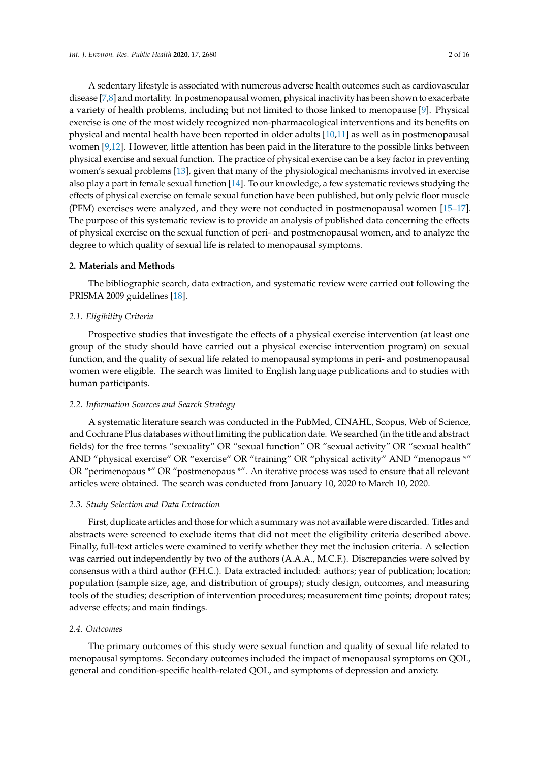A sedentary lifestyle is associated with numerous adverse health outcomes such as cardiovascular disease [7,8] and mortality. In postmenopausal women, physical inactivity has been shown to exacerbate a variety of health problems, including but not limited to those linked to menopause [9]. Physical exercise is one of the most widely recognized non-pharmacological interventions and its benefits on physical and mental health have been reported in older adults [10,11] as well as in postmenopausal women [9,12]. However, little attention has been paid in the literature to the possible links between physical exercise and sexual function. The practice of physical exercise can be a key factor in preventing women's sexual problems [13], given that many of the physiological mechanisms involved in exercise also play a part in female sexual function [14]. To our knowledge, a few systematic reviews studying the effects of physical exercise on female sexual function have been published, but only pelvic floor muscle (PFM) exercises were analyzed, and they were not conducted in postmenopausal women [15–17]. The purpose of this systematic review is to provide an analysis of published data concerning the effects of physical exercise on the sexual function of peri- and postmenopausal women, and to analyze the degree to which quality of sexual life is related to menopausal symptoms.

## 2. Materials and Methods

The bibliographic search, data extraction, and systematic review were carried out following the PRISMA 2009 guidelines [18].

### *2.1. Eligibility Criteria*

Prospective studies that investigate the effects of a physical exercise intervention (at least one group of the study should have carried out a physical exercise intervention program) on sexual function, and the quality of sexual life related to menopausal symptoms in peri- and postmenopausal women were eligible. The search was limited to English language publications and to studies with human participants.

### *2.2. Information Sources and Search Strategy*

A systematic literature search was conducted in the PubMed, CINAHL, Scopus, Web of Science, and Cochrane Plus databases without limiting the publication date. We searched (in the title and abstract fields) for the free terms "sexuality" OR "sexual function" OR "sexual activity" OR "sexual health" AND "physical exercise" OR "exercise" OR "training" OR "physical activity" AND "menopaus \*" OR "perimenopaus \*" OR "postmenopaus \*". An iterative process was used to ensure that all relevant articles were obtained. The search was conducted from January 10, 2020 to March 10, 2020.

### *2.3. Study Selection and Data Extraction*

First, duplicate articles and those for which a summary was not available were discarded. Titles and abstracts were screened to exclude items that did not meet the eligibility criteria described above. Finally, full-text articles were examined to verify whether they met the inclusion criteria. A selection was carried out independently by two of the authors (A.A.A., M.C.F.). Discrepancies were solved by consensus with a third author (F.H.C.). Data extracted included: authors; year of publication; location; population (sample size, age, and distribution of groups); study design, outcomes, and measuring tools of the studies; description of intervention procedures; measurement time points; dropout rates; adverse effects; and main findings.

### *2.4. Outcomes*

The primary outcomes of this study were sexual function and quality of sexual life related to menopausal symptoms. Secondary outcomes included the impact of menopausal symptoms on QOL, general and condition-specific health-related QOL, and symptoms of depression and anxiety.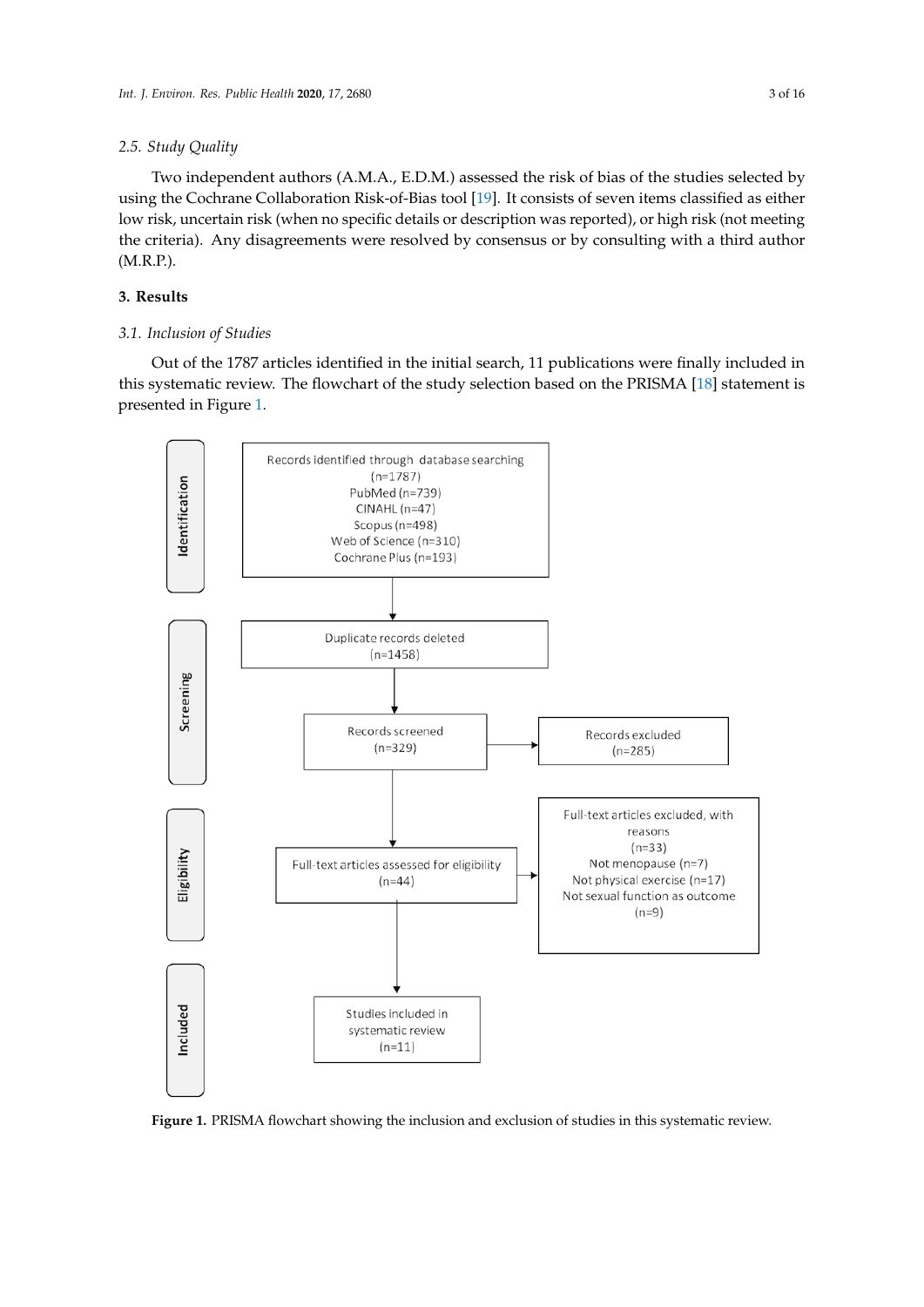### 2.5. Study Quality

Two independent authors (A.M.A., E.D.M.) assessed the risk of bias of the studies selected by using the Cochrane Collaboration Risk-of-Bias tool [19]. It consists of seven items classified as either low risk, uncertain risk (when no specific details or description was reported), or high risk (not meeting the criteria). Any disagreements were resolved by consensus or by consulting with a third author (M.R.P.).

## 3. Results

### 3.1. Inclusion of Studies

Out of the 1787 articles identified in the initial search, 11 publications were finally included in this systematic review. The flowchart of the study selection based on the PRISMA [18] statement is presented in Figure 1.

**Identification**

Records identified through database searching (n=1787)
PubMed (n=739)
CINAHL (n=47)
Scopus (n=498)
Web of Science (n=310)
Cochrane Plus (n=193)

**Screening**

Duplicate records deleted (n=1458)

Records screened (n=329) → Records excluded (n=285)

**Eligibility**

Full-text articles assessed for eligibility (n=44) → Full-text articles excluded, with reasons (n=33)
Not menopause (n=7)
Not physical exercise (n=17)
Not sexual function as outcome (n=9)

**Included**

Studies included in systematic review (n=11)

**Figure 1.** PRISMA flowchart showing the inclusion and exclusion of studies in this systematic review.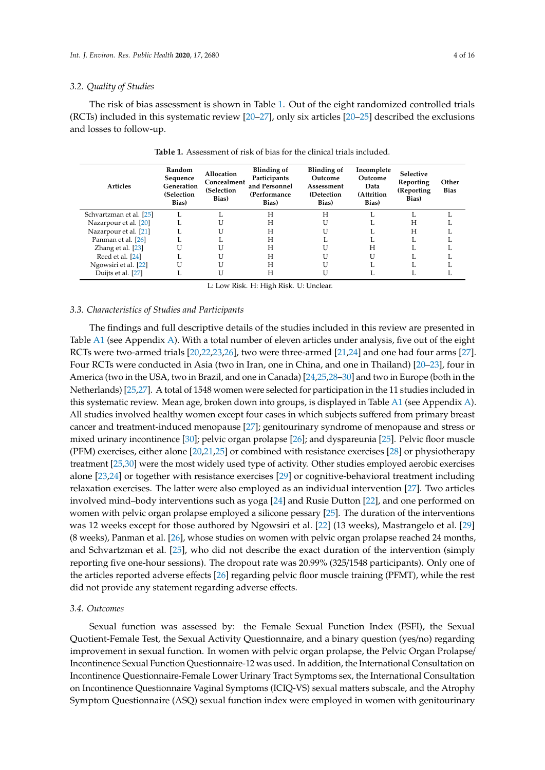### 3.2. Quality of Studies

The risk of bias assessment is shown in Table 1. Out of the eight randomized controlled trials (RCTs) included in this systematic review [20–27], only six articles [20–25] described the exclusions and losses to follow-up.

**Table 1.** Assessment of risk of bias for the clinical trials included.

| Articles | Random Sequence Generation (Selection Bias) | Allocation Concealment (Selection Bias) | Blinding of Participants and Personnel (Performance Bias) | Blinding of Outcome Assessment (Detection Bias) | Incomplete Outcome Data (Attrition Bias) | Selective Reporting (Reporting Bias) | Other Bias |
|---|---|---|---|---|---|---|---|
| Schvartzman et al. [25] | L | L | H | H | L | L | L |
| Nazarpour et al. [20] | L | U | H | U | L | H | L |
| Nazarpour et al. [21] | L | U | H | U | L | H | L |
| Panman et al. [26] | L | L | H | L | L | L | L |
| Zhang et al. [23] | U | U | H | U | H | L | L |
| Reed et al. [24] | L | U | H | U | U | L | L |
| Ngowsiri et al. [22] | U | U | H | U | L | L | L |
| Duijts et al. [27] | L | U | H | U | L | L | L |

L: Low Risk. H: High Risk. U: Unclear.

### 3.3. Characteristics of Studies and Participants

The findings and full descriptive details of the studies included in this review are presented in Table A1 (see Appendix A). With a total number of eleven articles under analysis, five out of the eight RCTs were two-armed trials [20,22,23,26], two were three-armed [21,24] and one had four arms [27]. Four RCTs were conducted in Asia (two in Iran, one in China, and one in Thailand) [20–23], four in America (two in the USA, two in Brazil, and one in Canada) [24,25,28–30] and two in Europe (both in the Netherlands) [25,27]. A total of 1548 women were selected for participation in the 11 studies included in this systematic review. Mean age, broken down into groups, is displayed in Table A1 (see Appendix A). All studies involved healthy women except four cases in which subjects suffered from primary breast cancer and treatment-induced menopause [27]; genitourinary syndrome of menopause and stress or mixed urinary incontinence [30]; pelvic organ prolapse [26]; and dyspareunia [25]. Pelvic floor muscle (PFM) exercises, either alone [20,21,25] or combined with resistance exercises [28] or physiotherapy treatment [25,30] were the most widely used type of activity. Other studies employed aerobic exercises alone [23,24] or together with resistance exercises [29] or cognitive-behavioral treatment including relaxation exercises. The latter were also employed as an individual intervention [27]. Two articles involved mind–body interventions such as yoga [24] and Rusie Dutton [22], and one performed on women with pelvic organ prolapse employed a silicone pessary [25]. The duration of the interventions was 12 weeks except for those authored by Ngowsiri et al. [22] (13 weeks), Mastrangelo et al. [29] (8 weeks), Panman et al. [26], whose studies on women with pelvic organ prolapse reached 24 months, and Schvartzman et al. [25], who did not describe the exact duration of the intervention (simply reporting five one-hour sessions). The dropout rate was 20.99% (325/1548 participants). Only one of the articles reported adverse effects [26] regarding pelvic floor muscle training (PFMT), while the rest did not provide any statement regarding adverse effects.

### 3.4. Outcomes

Sexual function was assessed by: the Female Sexual Function Index (FSFI), the Sexual Quotient-Female Test, the Sexual Activity Questionnaire, and a binary question (yes/no) regarding improvement in sexual function. In women with pelvic organ prolapse, the Pelvic Organ Prolapse/Incontinence Sexual Function Questionnaire-12 was used. In addition, the International Consultation on Incontinence Questionnaire-Female Lower Urinary Tract Symptoms sex, the International Consultation on Incontinence Questionnaire Vaginal Symptoms (ICIQ-VS) sexual matters subscale, and the Atrophy Symptom Questionnaire (ASQ) sexual function index were employed in women with genitourinary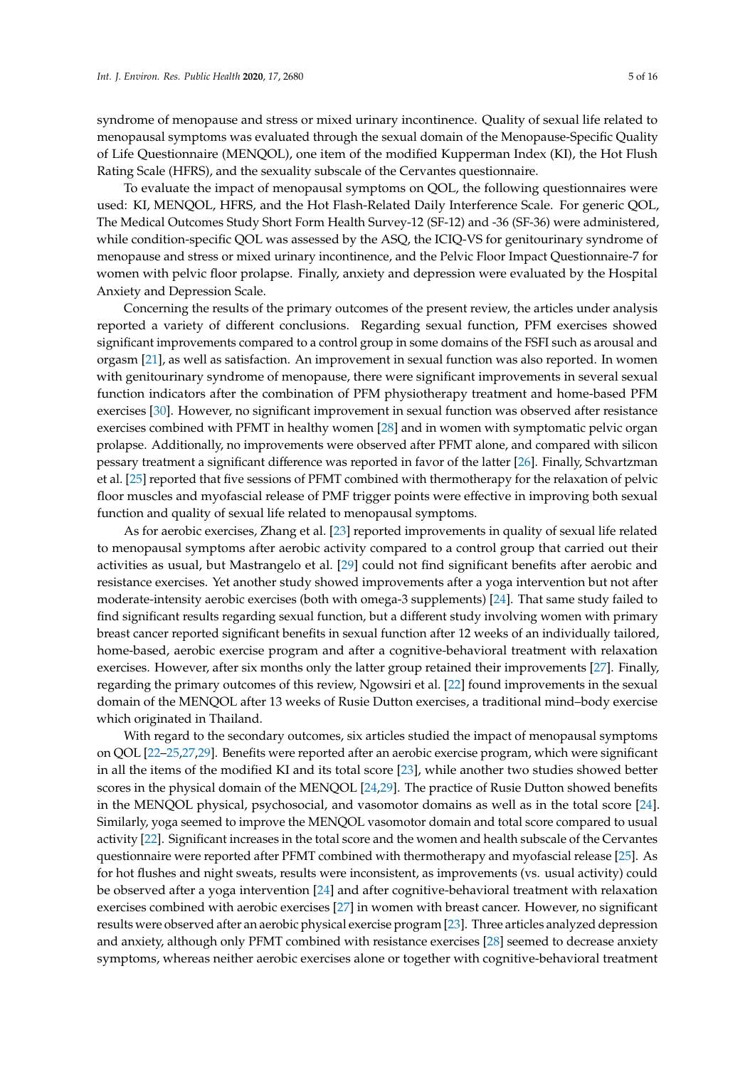syndrome of menopause and stress or mixed urinary incontinence. Quality of sexual life related to menopausal symptoms was evaluated through the sexual domain of the Menopause-Specific Quality of Life Questionnaire (MENQOL), one item of the modified Kupperman Index (KI), the Hot Flush Rating Scale (HFRS), and the sexuality subscale of the Cervantes questionnaire.

To evaluate the impact of menopausal symptoms on QOL, the following questionnaires were used: KI, MENQOL, HFRS, and the Hot Flash-Related Daily Interference Scale. For generic QOL, The Medical Outcomes Study Short Form Health Survey-12 (SF-12) and -36 (SF-36) were administered, while condition-specific QOL was assessed by the ASQ, the ICIQ-VS for genitourinary syndrome of menopause and stress or mixed urinary incontinence, and the Pelvic Floor Impact Questionnaire-7 for women with pelvic floor prolapse. Finally, anxiety and depression were evaluated by the Hospital Anxiety and Depression Scale.

Concerning the results of the primary outcomes of the present review, the articles under analysis reported a variety of different conclusions. Regarding sexual function, PFM exercises showed significant improvements compared to a control group in some domains of the FSFI such as arousal and orgasm [21], as well as satisfaction. An improvement in sexual function was also reported. In women with genitourinary syndrome of menopause, there were significant improvements in several sexual function indicators after the combination of PFM physiotherapy treatment and home-based PFM exercises [30]. However, no significant improvement in sexual function was observed after resistance exercises combined with PFMT in healthy women [28] and in women with symptomatic pelvic organ prolapse. Additionally, no improvements were observed after PFMT alone, and compared with silicon pessary treatment a significant difference was reported in favor of the latter [26]. Finally, Schvartzman et al. [25] reported that five sessions of PFMT combined with thermotherapy for the relaxation of pelvic floor muscles and myofascial release of PMF trigger points were effective in improving both sexual function and quality of sexual life related to menopausal symptoms.

As for aerobic exercises, Zhang et al. [23] reported improvements in quality of sexual life related to menopausal symptoms after aerobic activity compared to a control group that carried out their activities as usual, but Mastrangelo et al. [29] could not find significant benefits after aerobic and resistance exercises. Yet another study showed improvements after a yoga intervention but not after moderate-intensity aerobic exercises (both with omega-3 supplements) [24]. That same study failed to find significant results regarding sexual function, but a different study involving women with primary breast cancer reported significant benefits in sexual function after 12 weeks of an individually tailored, home-based, aerobic exercise program and after a cognitive-behavioral treatment with relaxation exercises. However, after six months only the latter group retained their improvements [27]. Finally, regarding the primary outcomes of this review, Ngowsiri et al. [22] found improvements in the sexual domain of the MENQOL after 13 weeks of Rusie Dutton exercises, a traditional mind–body exercise which originated in Thailand.

With regard to the secondary outcomes, six articles studied the impact of menopausal symptoms on QOL [22–25,27,29]. Benefits were reported after an aerobic exercise program, which were significant in all the items of the modified KI and its total score [23], while another two studies showed better scores in the physical domain of the MENQOL [24,29]. The practice of Rusie Dutton showed benefits in the MENQOL physical, psychosocial, and vasomotor domains as well as in the total score [24]. Similarly, yoga seemed to improve the MENQOL vasomotor domain and total score compared to usual activity [22]. Significant increases in the total score and the women and health subscale of the Cervantes questionnaire were reported after PFMT combined with thermotherapy and myofascial release [25]. As for hot flushes and night sweats, results were inconsistent, as improvements (vs. usual activity) could be observed after a yoga intervention [24] and after cognitive-behavioral treatment with relaxation exercises combined with aerobic exercises [27] in women with breast cancer. However, no significant results were observed after an aerobic physical exercise program [23]. Three articles analyzed depression and anxiety, although only PFMT combined with resistance exercises [28] seemed to decrease anxiety symptoms, whereas neither aerobic exercises alone or together with cognitive-behavioral treatment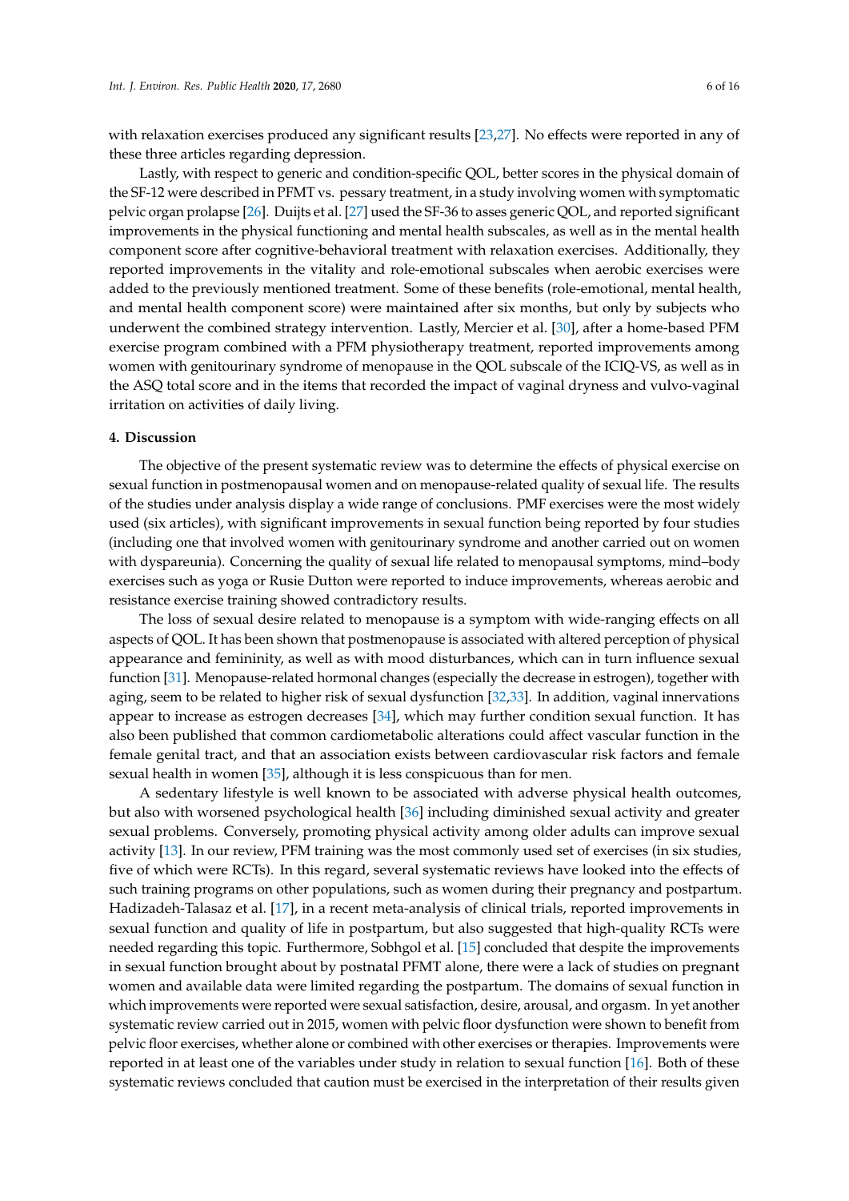with relaxation exercises produced any significant results [23,27]. No effects were reported in any of these three articles regarding depression.

Lastly, with respect to generic and condition-specific QOL, better scores in the physical domain of the SF-12 were described in PFMT vs. pessary treatment, in a study involving women with symptomatic pelvic organ prolapse [26]. Duijts et al. [27] used the SF-36 to asses generic QOL, and reported significant improvements in the physical functioning and mental health subscales, as well as in the mental health component score after cognitive-behavioral treatment with relaxation exercises. Additionally, they reported improvements in the vitality and role-emotional subscales when aerobic exercises were added to the previously mentioned treatment. Some of these benefits (role-emotional, mental health, and mental health component score) were maintained after six months, but only by subjects who underwent the combined strategy intervention. Lastly, Mercier et al. [30], after a home-based PFM exercise program combined with a PFM physiotherapy treatment, reported improvements among women with genitourinary syndrome of menopause in the QOL subscale of the ICIQ-VS, as well as in the ASQ total score and in the items that recorded the impact of vaginal dryness and vulvo-vaginal irritation on activities of daily living.

## 4. Discussion

The objective of the present systematic review was to determine the effects of physical exercise on sexual function in postmenopausal women and on menopause-related quality of sexual life. The results of the studies under analysis display a wide range of conclusions. PMF exercises were the most widely used (six articles), with significant improvements in sexual function being reported by four studies (including one that involved women with genitourinary syndrome and another carried out on women with dyspareunia). Concerning the quality of sexual life related to menopausal symptoms, mind–body exercises such as yoga or Rusie Dutton were reported to induce improvements, whereas aerobic and resistance exercise training showed contradictory results.

The loss of sexual desire related to menopause is a symptom with wide-ranging effects on all aspects of QOL. It has been shown that postmenopause is associated with altered perception of physical appearance and femininity, as well as with mood disturbances, which can in turn influence sexual function [31]. Menopause-related hormonal changes (especially the decrease in estrogen), together with aging, seem to be related to higher risk of sexual dysfunction [32,33]. In addition, vaginal innervations appear to increase as estrogen decreases [34], which may further condition sexual function. It has also been published that common cardiometabolic alterations could affect vascular function in the female genital tract, and that an association exists between cardiovascular risk factors and female sexual health in women [35], although it is less conspicuous than for men.

A sedentary lifestyle is well known to be associated with adverse physical health outcomes, but also with worsened psychological health [36] including diminished sexual activity and greater sexual problems. Conversely, promoting physical activity among older adults can improve sexual activity [13]. In our review, PFM training was the most commonly used set of exercises (in six studies, five of which were RCTs). In this regard, several systematic reviews have looked into the effects of such training programs on other populations, such as women during their pregnancy and postpartum. Hadizadeh-Talasaz et al. [17], in a recent meta-analysis of clinical trials, reported improvements in sexual function and quality of life in postpartum, but also suggested that high-quality RCTs were needed regarding this topic. Furthermore, Sobhgol et al. [15] concluded that despite the improvements in sexual function brought about by postnatal PFMT alone, there were a lack of studies on pregnant women and available data were limited regarding the postpartum. The domains of sexual function in which improvements were reported were sexual satisfaction, desire, arousal, and orgasm. In yet another systematic review carried out in 2015, women with pelvic floor dysfunction were shown to benefit from pelvic floor exercises, whether alone or combined with other exercises or therapies. Improvements were reported in at least one of the variables under study in relation to sexual function [16]. Both of these systematic reviews concluded that caution must be exercised in the interpretation of their results given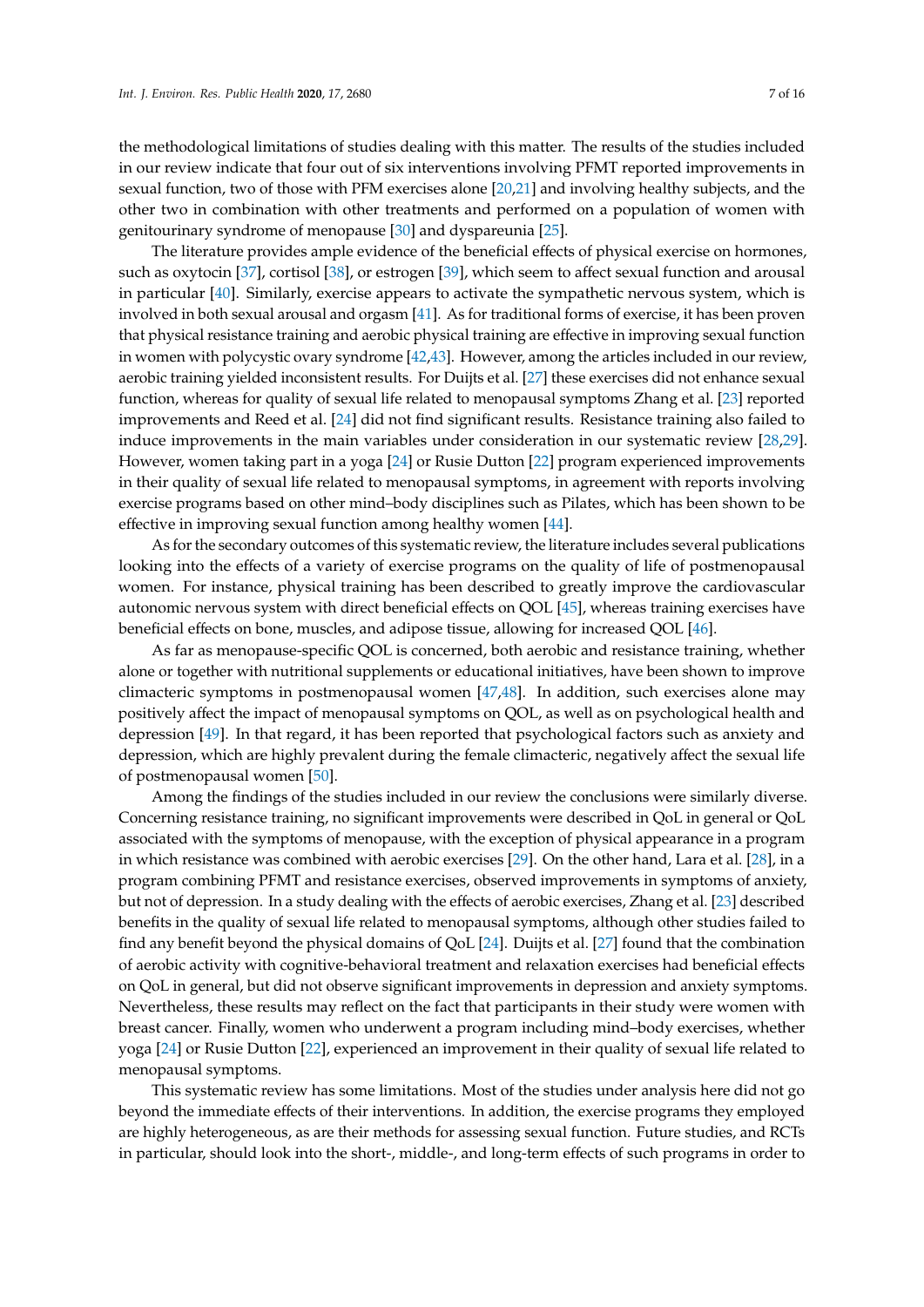the methodological limitations of studies dealing with this matter. The results of the studies included in our review indicate that four out of six interventions involving PFMT reported improvements in sexual function, two of those with PFM exercises alone [20,21] and involving healthy subjects, and the other two in combination with other treatments and performed on a population of women with genitourinary syndrome of menopause [30] and dyspareunia [25].

The literature provides ample evidence of the beneficial effects of physical exercise on hormones, such as oxytocin [37], cortisol [38], or estrogen [39], which seem to affect sexual function and arousal in particular [40]. Similarly, exercise appears to activate the sympathetic nervous system, which is involved in both sexual arousal and orgasm [41]. As for traditional forms of exercise, it has been proven that physical resistance training and aerobic physical training are effective in improving sexual function in women with polycystic ovary syndrome [42,43]. However, among the articles included in our review, aerobic training yielded inconsistent results. For Duijts et al. [27] these exercises did not enhance sexual function, whereas for quality of sexual life related to menopausal symptoms Zhang et al. [23] reported improvements and Reed et al. [24] did not find significant results. Resistance training also failed to induce improvements in the main variables under consideration in our systematic review [28,29]. However, women taking part in a yoga [24] or Rusie Dutton [22] program experienced improvements in their quality of sexual life related to menopausal symptoms, in agreement with reports involving exercise programs based on other mind–body disciplines such as Pilates, which has been shown to be effective in improving sexual function among healthy women [44].

As for the secondary outcomes of this systematic review, the literature includes several publications looking into the effects of a variety of exercise programs on the quality of life of postmenopausal women. For instance, physical training has been described to greatly improve the cardiovascular autonomic nervous system with direct beneficial effects on QOL [45], whereas training exercises have beneficial effects on bone, muscles, and adipose tissue, allowing for increased QOL [46].

As far as menopause-specific QOL is concerned, both aerobic and resistance training, whether alone or together with nutritional supplements or educational initiatives, have been shown to improve climacteric symptoms in postmenopausal women [47,48]. In addition, such exercises alone may positively affect the impact of menopausal symptoms on QOL, as well as on psychological health and depression [49]. In that regard, it has been reported that psychological factors such as anxiety and depression, which are highly prevalent during the female climacteric, negatively affect the sexual life of postmenopausal women [50].

Among the findings of the studies included in our review the conclusions were similarly diverse. Concerning resistance training, no significant improvements were described in QoL in general or QoL associated with the symptoms of menopause, with the exception of physical appearance in a program in which resistance was combined with aerobic exercises [29]. On the other hand, Lara et al. [28], in a program combining PFMT and resistance exercises, observed improvements in symptoms of anxiety, but not of depression. In a study dealing with the effects of aerobic exercises, Zhang et al. [23] described benefits in the quality of sexual life related to menopausal symptoms, although other studies failed to find any benefit beyond the physical domains of QoL [24]. Duijts et al. [27] found that the combination of aerobic activity with cognitive-behavioral treatment and relaxation exercises had beneficial effects on QoL in general, but did not observe significant improvements in depression and anxiety symptoms. Nevertheless, these results may reflect on the fact that participants in their study were women with breast cancer. Finally, women who underwent a program including mind–body exercises, whether yoga [24] or Rusie Dutton [22], experienced an improvement in their quality of sexual life related to menopausal symptoms.

This systematic review has some limitations. Most of the studies under analysis here did not go beyond the immediate effects of their interventions. In addition, the exercise programs they employed are highly heterogeneous, as are their methods for assessing sexual function. Future studies, and RCTs in particular, should look into the short-, middle-, and long-term effects of such programs in order to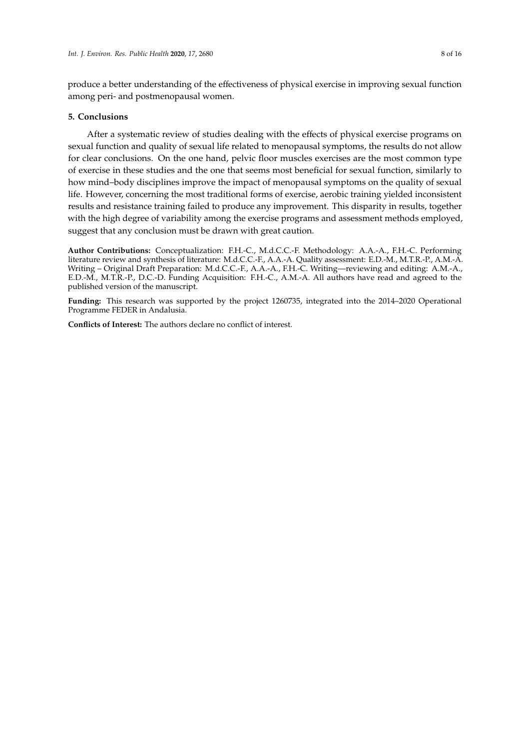produce a better understanding of the effectiveness of physical exercise in improving sexual function among peri- and postmenopausal women.

## 5. Conclusions

After a systematic review of studies dealing with the effects of physical exercise programs on sexual function and quality of sexual life related to menopausal symptoms, the results do not allow for clear conclusions. On the one hand, pelvic floor muscles exercises are the most common type of exercise in these studies and the one that seems most beneficial for sexual function, similarly to how mind–body disciplines improve the impact of menopausal symptoms on the quality of sexual life. However, concerning the most traditional forms of exercise, aerobic training yielded inconsistent results and resistance training failed to produce any improvement. This disparity in results, together with the high degree of variability among the exercise programs and assessment methods employed, suggest that any conclusion must be drawn with great caution.

**Author Contributions:** Conceptualization: F.H.-C., M.d.C.C.-F. Methodology: A.A.-A., F.H.-C. Performing literature review and synthesis of literature: M.d.C.C.-F., A.A.-A. Quality assessment: E.D.-M., M.T.R.-P., A.M.-A. Writing – Original Draft Preparation: M.d.C.C.-F., A.A.-A., F.H.-C. Writing—reviewing and editing: A.M.-A., E.D.-M., M.T.R.-P., D.C.-D. Funding Acquisition: F.H.-C., A.M.-A. All authors have read and agreed to the published version of the manuscript.

**Funding:** This research was supported by the project 1260735, integrated into the 2014–2020 Operational Programme FEDER in Andalusia.

**Conflicts of Interest:** The authors declare no conflict of interest.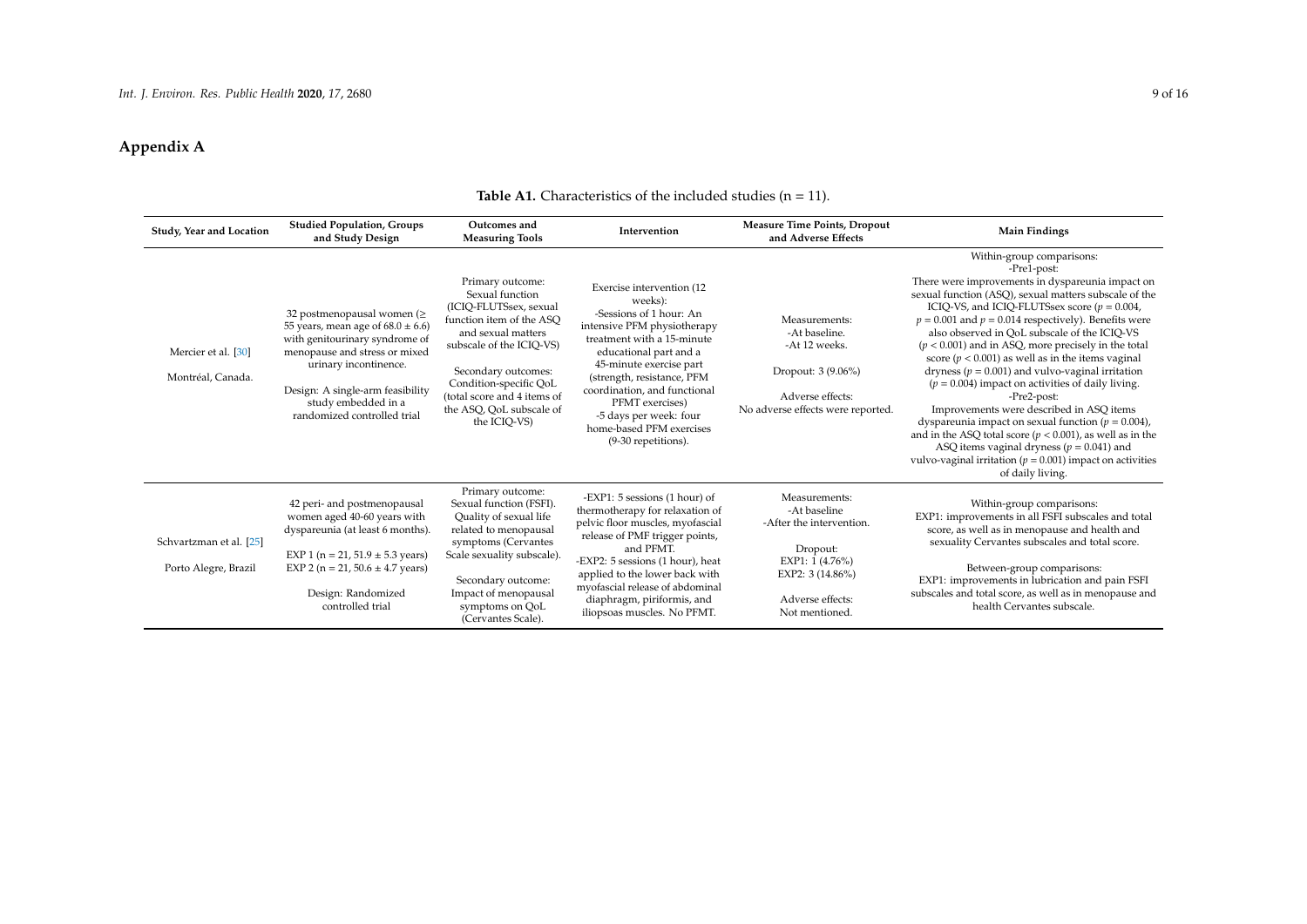# Appendix A

**Table A1.** Characteristics of the included studies (n = 11).

| Study, Year and Location | Studied Population, Groups and Study Design | Outcomes and Measuring Tools | Intervention | Measure Time Points, Dropout and Adverse Effects | Main Findings |
|---|---|---|---|---|---|
| Mercier et al. [30]<br><br>Montréal, Canada. | 32 postmenopausal women (≥ 55 years, mean age of 68.0 ± 6.6) with genitourinary syndrome of menopause and stress or mixed urinary incontinence.<br><br>Design: A single-arm feasibility study embedded in a randomized controlled trial | Primary outcome: Sexual function (ICIQ-FLUTSsex, sexual function item of the ASQ and sexual matters subscale of the ICIQ-VS)<br><br>Secondary outcomes: Condition-specific QoL (total score and 4 items of the ASQ, QoL subscale of the ICIQ-VS) | Exercise intervention (12 weeks):<br>-Sessions of 1 hour: An intensive PFM physiotherapy treatment with a 15-minute educational part and a 45-minute exercise part (strength, resistance, PFM coordination, and functional PFMT exercises)<br>-5 days per week: four home-based PFM exercises (9-30 repetitions). | Measurements:<br>-At baseline.<br>-At 12 weeks.<br><br>Dropout: 3 (9.06%)<br><br>Adverse effects:<br>No adverse effects were reported. | Within-group comparisons:<br>-Pre1-post:<br>There were improvements in dyspareunia impact on sexual function (ASQ), sexual matters subscale of the ICIQ-VS, and ICIQ-FLUTSsex score ($p = 0.004$, $p = 0.001$ and $p = 0.014$ respectively). Benefits were also observed in QoL subscale of the ICIQ-VS ($p < 0.001$) and in ASQ, more precisely in the total score ($p < 0.001$) as well as in the items vaginal dryness ($p = 0.001$) and vulvo-vaginal irritation ($p = 0.004$) impact on activities of daily living.<br>-Pre2-post:<br>Improvements were described in ASQ items dyspareunia impact on sexual function ($p = 0.004$), and in the ASQ total score ($p < 0.001$), as well as in the ASQ items vaginal dryness ($p = 0.041$) and vulvo-vaginal irritation ($p = 0.001$) impact on activities of daily living. |
| Schvartzman et al. [25]<br><br>Porto Alegre, Brazil | 42 peri- and postmenopausal women aged 40-60 years with dyspareunia (at least 6 months).<br><br>EXP 1 (n = 21, 51.9 ± 5.3 years)<br>EXP 2 (n = 21, 50.6 ± 4.7 years)<br><br>Design: Randomized controlled trial | Primary outcome: Sexual function (FSFI). Quality of sexual life related to menopausal symptoms (Cervantes Scale sexuality subscale).<br><br>Secondary outcome: Impact of menopausal symptoms on QoL (Cervantes Scale). | -EXP1: 5 sessions (1 hour) of thermotherapy for relaxation of pelvic floor muscles, myofascial release of PMF trigger points, and PFMT.<br>-EXP2: 5 sessions (1 hour), heat applied to the lower back with myofascial release of abdominal diaphragm, piriformis, and iliopsoas muscles. No PFMT. | Measurements:<br>-At baseline<br>-After the intervention.<br><br>Dropout:<br>EXP1: 1 (4.76%)<br>EXP2: 3 (14.86%)<br><br>Adverse effects:<br>Not mentioned. | Within-group comparisons:<br>EXP1: improvements in all FSFI subscales and total score, as well as in menopause and health and sexuality Cervantes subscales and total score.<br><br>Between-group comparisons:<br>EXP1: improvements in lubrication and pain FSFI subscales and total score, as well as in menopause and health Cervantes subscale. |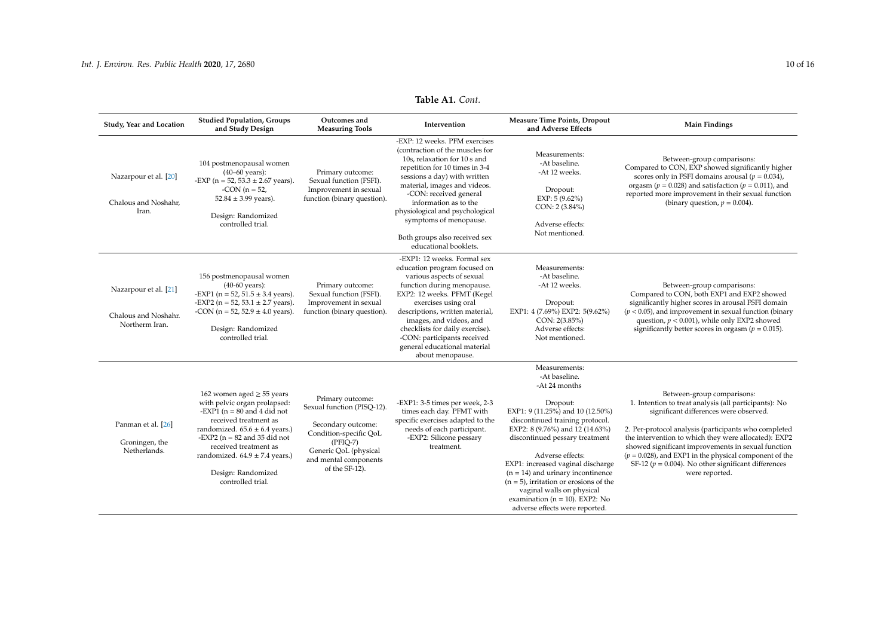**Table A1.** *Cont.*

| Study, Year and Location | Studied Population, Groups and Study Design | Outcomes and Measuring Tools | Intervention | Measure Time Points, Dropout and Adverse Effects | Main Findings |
|---|---|---|---|---|---|
| Nazarpour et al. [20]<br><br>Chalous and Noshahr, Iran. | 104 postmenopausal women (40–60 years):<br>-EXP (n = 52, 53.3 ± 2.67 years).<br>-CON (n = 52, 52.84 ± 3.99 years).<br><br>Design: Randomized controlled trial. | Primary outcome: Sexual function (FSFI). Improvement in sexual function (binary question). | -EXP: 12 weeks. PFM exercises (contraction of the muscles for 10s, relaxation for 10 s and repetition for 10 times in 3-4 sessions a day) with written material, images and videos.<br>-CON: received general information as to the physiological and psychological symptoms of menopause.<br><br>Both groups also received sex educational booklets. | Measurements:<br>-At baseline.<br>-At 12 weeks.<br><br>Dropout:<br>EXP: 5 (9.62%)<br>CON: 2 (3.84%)<br><br>Adverse effects:<br>Not mentioned. | Between-group comparisons:<br>Compared to CON, EXP showed significantly higher scores only in FSFI domains arousal ($p = 0.034$), orgasm ($p = 0.028$) and satisfaction ($p = 0.011$), and reported more improvement in their sexual function (binary question, $p = 0.004$). |
| Nazarpour et al. [21]<br><br>Chalous and Noshahr. Northerm Iran. | 156 postmenopausal women (40-60 years):<br>-EXP1 (n = 52, 51.5 ± 3.4 years).<br>-EXP2 (n = 52, 53.1 ± 2.7 years).<br>-CON (n = 52, 52.9 ± 4.0 years).<br><br>Design: Randomized controlled trial. | Primary outcome: Sexual function (FSFI). Improvement in sexual function (binary question). | -EXP1: 12 weeks. Formal sex education program focused on various aspects of sexual function during menopause.<br>EXP2: 12 weeks. PFMT (Kegel exercises using oral descriptions, written material, images and videos, and checklists for daily exercise).<br>-CON: participants received general educational material about menopause. | Measurements:<br>-At baseline.<br>-At 12 weeks.<br><br>Dropout:<br>EXP1: 4 (7.69%) EXP2: 5(9.62%)<br>CON: 2(3.85%)<br>Adverse effects:<br>Not mentioned. | Between-group comparisons:<br>Compared to CON, both EXP1 and EXP2 showed significantly higher scores in arousal FSFI domain ($p < 0.05$), and improvement in sexual function (binary question, $p < 0.001$), while only EXP2 showed significantly better scores in orgasm ($p = 0.015$). |
| Panman et al. [26]<br><br>Groningen, the Netherlands. | 162 women aged ≥ 55 years with pelvic organ prolapsed:<br>-EXP1 (n = 80 and 4 did not received treatment as randomized. 65.6 ± 6.4 years.)<br>-EXP2 (n = 82 and 35 did not received treatment as randomized. 64.9 ± 7.4 years.)<br><br>Design: Randomized controlled trial. | Primary outcome: Sexual function (PISQ-12).<br><br>Secondary outcome: Condition-specific QoL (PFIQ-7)<br>Generic QoL (physical and mental components of the SF-12). | -EXP1: 3-5 times per week, 2-3 times each day. PFMT with specific exercises adapted to the needs of each participant.<br>-EXP2: Silicone pessary treatment. | Measurements:<br>-At baseline.<br>-At 24 months<br><br>Dropout:<br>EXP1: 9 (11.25%) and 10 (12.50%) discontinued training protocol.<br>EXP2: 8 (9.76%) and 12 (14.63%) discontinued pessary treatment<br><br>Adverse effects:<br>EXP1: increased vaginal discharge (n = 14) and urinary incontinence (n = 5), irritation or erosions of the vaginal walls on physical examination (n = 10). EXP2: No adverse effects were reported. | Between-group comparisons:<br>1. Intention to treat analysis (all participants): No significant differences were observed.<br><br>2. Per-protocol analysis (participants who completed the intervention to which they were allocated): EXP2 showed significant improvements in sexual function ($p = 0.028$), and EXP1 in the physical component of the SF-12 ($p = 0.004$). No other significant differences were reported. |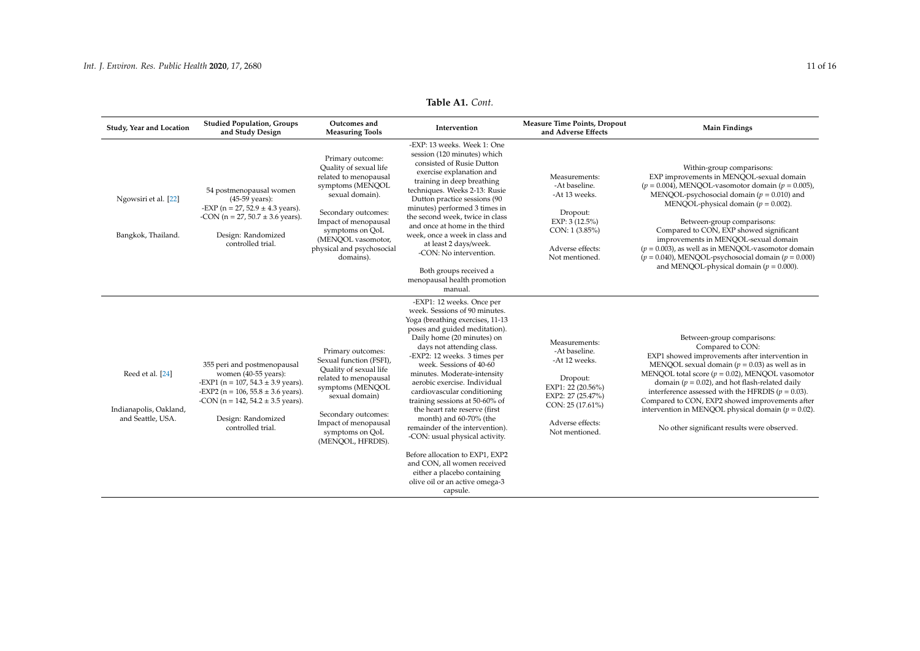**Table A1.** *Cont.*

| Study, Year and Location | Studied Population, Groups and Study Design | Outcomes and Measuring Tools | Intervention | Measure Time Points, Dropout and Adverse Effects | Main Findings |
|---|---|---|---|---|---|
| Ngowsiri et al. [22]<br><br>Bangkok, Thailand. | 54 postmenopausal women (45-59 years):<br>-EXP (n = 27, 52.9 ± 4.3 years).<br>-CON (n = 27, 50.7 ± 3.6 years).<br><br>Design: Randomized controlled trial. | Primary outcome: Quality of sexual life related to menopausal symptoms (MENQOL sexual domain).<br><br>Secondary outcomes: Impact of menopausal symptoms on QoL (MENQOL vasomotor, physical and psychosocial domains). | -EXP: 13 weeks. Week 1: One session (120 minutes) which consisted of Rusie Dutton exercise explanation and training in deep breathing techniques. Weeks 2-13: Rusie Dutton practice sessions (90 minutes) performed 3 times in the second week, twice in class and once at home in the third week, once a week in class and at least 2 days/week.<br>-CON: No intervention.<br><br>Both groups received a menopausal health promotion manual. | Measurements:<br>-At baseline.<br>-At 13 weeks.<br><br>Dropout:<br>EXP: 3 (12.5%)<br>CON: 1 (3.85%)<br><br>Adverse effects:<br>Not mentioned. | Within-group comparisons:<br>EXP improvements in MENQOL-sexual domain ($p = 0.004$), MENQOL-vasomotor domain ($p = 0.005$), MENQOL-psychosocial domain ($p = 0.010$) and MENQOL-physical domain ($p = 0.002$).<br><br>Between-group comparisons:<br>Compared to CON, EXP showed significant improvements in MENQOL-sexual domain ($p = 0.003$), as well as in MENQOL-vasomotor domain ($p = 0.040$), MENQOL-psychosocial domain ($p = 0.000$) and MENQOL-physical domain ($p = 0.000$). |
| Reed et al. [24]<br><br>Indianapolis, Oakland, and Seattle, USA. | 355 peri and postmenopausal women (40-55 years):<br>-EXP1 (n = 107, 54.3 ± 3.9 years).<br>-EXP2 (n = 106, 55.8 ± 3.6 years).<br>-CON (n = 142, 54.2 ± 3.5 years).<br><br>Design: Randomized controlled trial. | Primary outcomes: Sexual function (FSFI), Quality of sexual life related to menopausal symptoms (MENQOL sexual domain)<br><br>Secondary outcomes: Impact of menopausal symptoms on QoL (MENQOL, HFRDIS). | -EXP1: 12 weeks. Once per week. Sessions of 90 minutes. Yoga (breathing exercises, 11-13 poses and guided meditation). Daily home (20 minutes) on days not attending class.<br>-EXP2: 12 weeks. 3 times per week. Sessions of 40-60 minutes. Moderate-intensity aerobic exercise. Individual cardiovascular conditioning training sessions at 50-60% of the heart rate reserve (first month) and 60-70% (the remainder of the intervention).<br>-CON: usual physical activity.<br><br>Before allocation to EXP1, EXP2 and CON, all women received either a placebo containing olive oil or an active omega-3 capsule. | Measurements:<br>-At baseline.<br>-At 12 weeks.<br><br>Dropout:<br>EXP1: 22 (20.56%)<br>EXP2: 27 (25.47%)<br>CON: 25 (17.61%)<br><br>Adverse effects:<br>Not mentioned. | Between-group comparisons:<br>Compared to CON:<br>EXP1 showed improvements after intervention in MENQOL sexual domain ($p = 0.03$) as well as in MENQOL total score ($p = 0.02$), MENQOL vasomotor domain ($p = 0.02$), and hot flash-related daily interference assessed with the HFRDIS ($p = 0.03$).<br>Compared to CON, EXP2 showed improvements after intervention in MENQOL physical domain ($p = 0.02$).<br><br>No other significant results were observed. |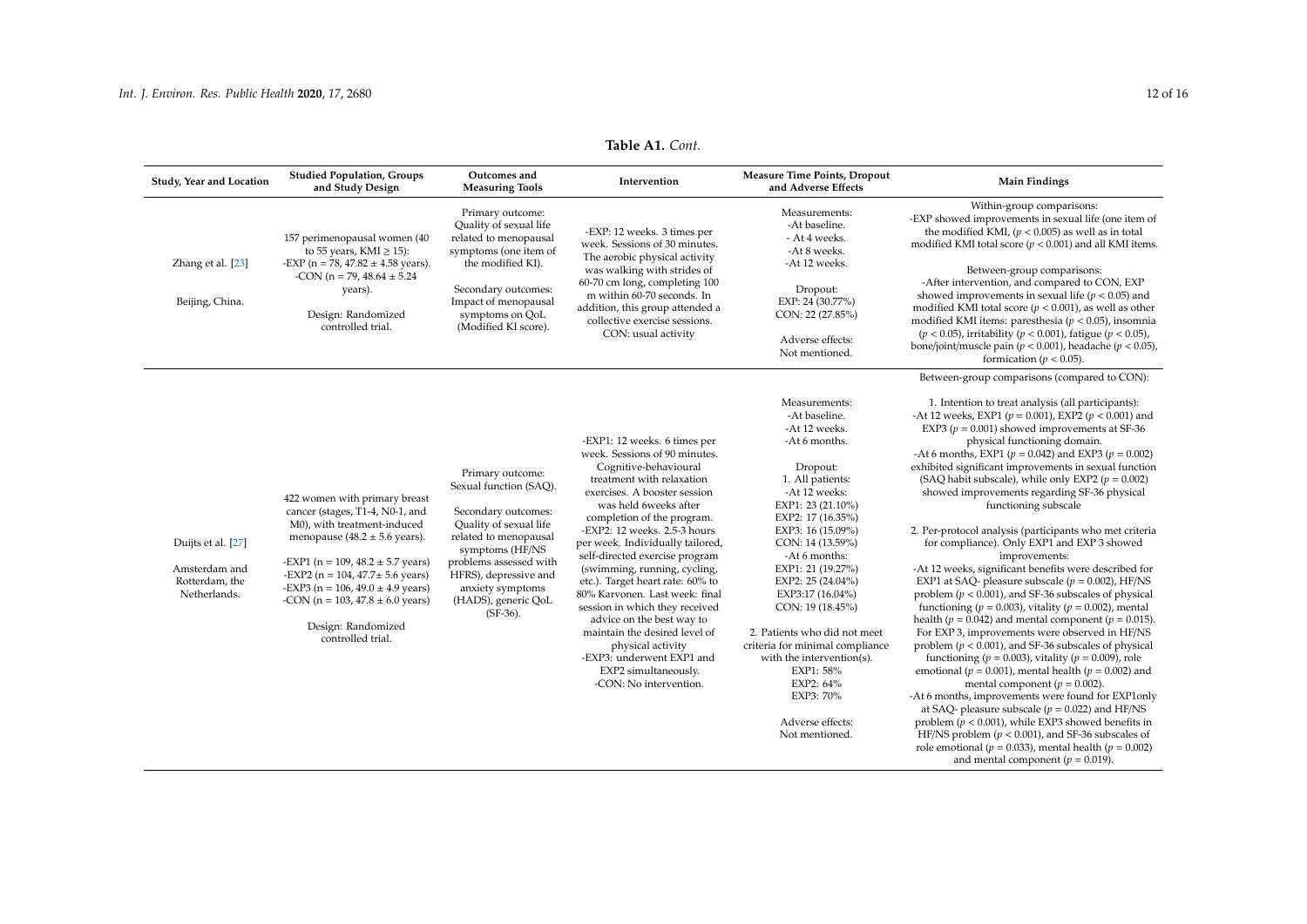**Table A1.** *Cont.*

| Study, Year and Location | Studied Population, Groups and Study Design | Outcomes and Measuring Tools | Intervention | Measure Time Points, Dropout and Adverse Effects | Main Findings |
|---|---|---|---|---|---|
| Zhang et al. [23]<br><br>Beijing, China. | 157 perimenopausal women (40 to 55 years, KMI ≥ 15):<br>-EXP (n = 78, 47.82 ± 4.58 years).<br>-CON (n = 79, 48.64 ± 5.24 years).<br><br>Design: Randomized controlled trial. | Primary outcome: Quality of sexual life related to menopausal symptoms (one item of the modified KI).<br><br>Secondary outcomes: Impact of menopausal symptoms on QoL (Modified KI score). | -EXP: 12 weeks. 3 times per week. Sessions of 30 minutes. The aerobic physical activity was walking with strides of 60-70 cm long, completing 100 m within 60-70 seconds. In addition, this group attended a collective exercise sessions.<br>CON: usual activity | Measurements:<br>-At baseline.<br>- At 4 weeks.<br>-At 8 weeks.<br>-At 12 weeks.<br><br>Dropout:<br>EXP: 24 (30.77%)<br>CON: 22 (27.85%)<br><br>Adverse effects:<br>Not mentioned. | Within-group comparisons:<br>-EXP showed improvements in sexual life (one item of the modified KMI, ($p < 0.005$) as well as in total modified KMI total score ($p < 0.001$) and all KMI items.<br><br>Between-group comparisons:<br>-After intervention, and compared to CON, EXP showed improvements in sexual life ($p < 0.05$) and modified KMI total score ($p < 0.001$), as well as other modified KMI items: paresthesia ($p < 0.05$), insomnia ($p < 0.05$), irritability ($p < 0.001$), fatigue ($p < 0.05$), bone/joint/muscle pain ($p < 0.001$), headache ($p < 0.05$), formication ($p < 0.05$). |
| Duijts et al. [27]<br><br>Amsterdam and Rotterdam, the Netherlands. | 422 women with primary breast cancer (stages, T1-4, N0-1, and M0), with treatment-induced menopause (48.2 ± 5.6 years).<br><br>-EXP1 (n = 109, 48.2 ± 5.7 years)<br>-EXP2 (n = 104, 47.7± 5.6 years)<br>-EXP3 (n = 106, 49.0 ± 4.9 years)<br>-CON (n = 103, 47.8 ± 6.0 years)<br><br>Design: Randomized controlled trial. | Primary outcome: Sexual function (SAQ).<br><br>Secondary outcomes: Quality of sexual life related to menopausal symptoms (HF/NS problems assessed with HFRS), depressive and anxiety symptoms (HADS), generic QoL (SF-36). | -EXP1: 12 weeks. 6 times per week. Sessions of 90 minutes. Cognitive-behavioural treatment with relaxation exercises. A booster session was held 6weeks after completion of the program.<br>-EXP2: 12 weeks. 2.5-3 hours per week. Individually tailored, self-directed exercise program (swimming, running, cycling, etc.). Target heart rate: 60% to 80% Karvonen. Last week: final session in which they received advice on the best way to maintain the desired level of physical activity<br>-EXP3: underwent EXP1 and EXP2 simultaneously.<br>-CON: No intervention. | Measurements:<br>-At baseline.<br>-At 12 weeks.<br>-At 6 months.<br><br>Dropout:<br>1. All patients:<br>-At 12 weeks:<br>EXP1: 23 (21.10%)<br>EXP2: 17 (16.35%)<br>EXP3: 16 (15.09%)<br>CON: 14 (13.59%)<br>-At 6 months:<br>EXP1: 21 (19.27%)<br>EXP2: 25 (24.04%)<br>EXP3:17 (16.04%)<br>CON: 19 (18.45%)<br><br>2. Patients who did not meet criteria for minimal compliance with the intervention(s).<br>EXP1: 58%<br>EXP2: 64%<br>EXP3: 70%<br><br>Adverse effects:<br>Not mentioned. | Between-group comparisons (compared to CON):<br><br>1. Intention to treat analysis (all participants):<br>-At 12 weeks, EXP1 ($p = 0.001$), EXP2 ($p < 0.001$) and EXP3 ($p = 0.001$) showed improvements at SF-36 physical functioning domain.<br>-At 6 months, EXP1 ($p = 0.042$) and EXP3 ($p = 0.002$) exhibited significant improvements in sexual function (SAQ habit subscale), while only EXP2 ($p = 0.002$) showed improvements regarding SF-36 physical functioning subscale<br><br>2. Per-protocol analysis (participants who met criteria for compliance). Only EXP1 and EXP 3 showed improvements:<br>-At 12 weeks, significant benefits were described for EXP1 at SAQ- pleasure subscale ($p = 0.002$), HF/NS problem ($p < 0.001$), and SF-36 subscales of physical functioning ($p = 0.003$), vitality ($p = 0.002$), mental health ($p = 0.042$) and mental component ($p = 0.015$). For EXP 3, improvements were observed in HF/NS problem ($p < 0.001$), and SF-36 subscales of physical functioning ($p = 0.003$), vitality ($p = 0.009$), role emotional ($p = 0.001$), mental health ($p = 0.002$) and mental component ($p = 0.002$).<br>-At 6 months, improvements were found for EXP1only at SAQ- pleasure subscale ($p = 0.022$) and HF/NS problem ($p < 0.001$), while EXP3 showed benefits in HF/NS problem ($p < 0.001$), and SF-36 subscales of role emotional ($p = 0.033$), mental health ($p = 0.002$) and mental component ($p = 0.019$). |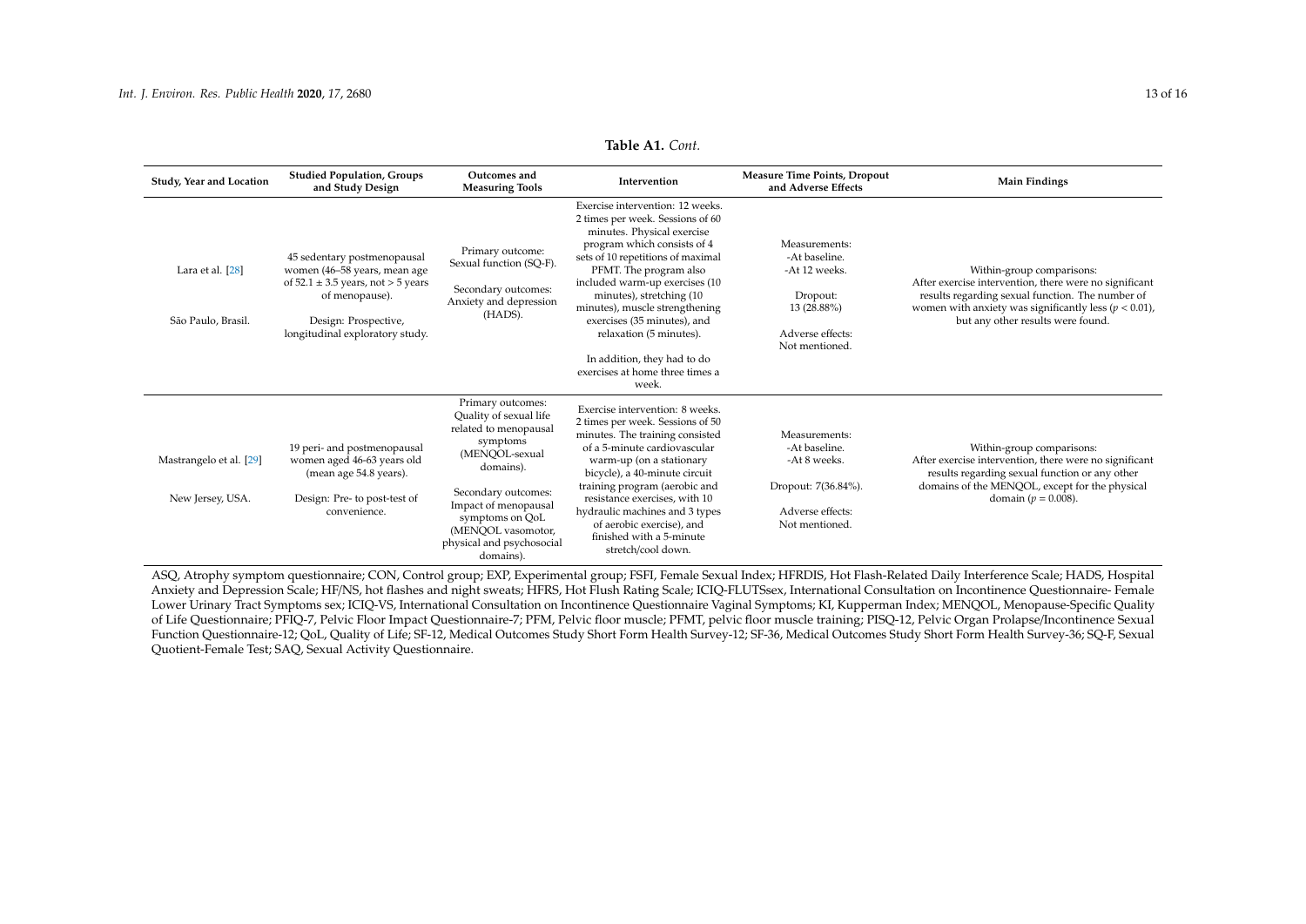**Table A1.** *Cont.*

| Study, Year and Location | Studied Population, Groups and Study Design | Outcomes and Measuring Tools | Intervention | Measure Time Points, Dropout and Adverse Effects | Main Findings |
|---|---|---|---|---|---|
| Lara et al. [28]<br><br>São Paulo, Brasil. | 45 sedentary postmenopausal women (46–58 years, mean age of 52.1 ± 3.5 years, not > 5 years of menopause).<br><br>Design: Prospective, longitudinal exploratory study. | Primary outcome: Sexual function (SQ-F).<br><br>Secondary outcomes: Anxiety and depression (HADS). | Exercise intervention: 12 weeks. 2 times per week. Sessions of 60 minutes. Physical exercise program which consists of 4 sets of 10 repetitions of maximal PFMT. The program also included warm-up exercises (10 minutes), stretching (10 minutes), muscle strengthening exercises (35 minutes), and relaxation (5 minutes).<br><br>In addition, they had to do exercises at home three times a week. | Measurements:<br>-At baseline.<br>-At 12 weeks.<br><br>Dropout:<br>13 (28.88%)<br><br>Adverse effects:<br>Not mentioned. | Within-group comparisons:<br>After exercise intervention, there were no significant results regarding sexual function. The number of women with anxiety was significantly less ($p < 0.01$), but any other results were found. |
| Mastrangelo et al. [29]<br><br>New Jersey, USA. | 19 peri- and postmenopausal women aged 46-63 years old (mean age 54.8 years).<br><br>Design: Pre- to post-test of convenience. | Primary outcomes: Quality of sexual life related to menopausal symptoms (MENQOL-sexual domains).<br><br>Secondary outcomes: Impact of menopausal symptoms on QoL (MENQOL vasomotor, physical and psychosocial domains). | Exercise intervention: 8 weeks. 2 times per week. Sessions of 50 minutes. The training consisted of a 5-minute cardiovascular warm-up (on a stationary bicycle), a 40-minute circuit training program (aerobic and resistance exercises, with 10 hydraulic machines and 3 types of aerobic exercise), and finished with a 5-minute stretch/cool down. | Measurements:<br>-At baseline.<br>-At 8 weeks.<br><br>Dropout: 7(36.84%).<br><br>Adverse effects:<br>Not mentioned. | Within-group comparisons:<br>After exercise intervention, there were no significant results regarding sexual function or any other domains of the MENQOL, except for the physical domain ($p = 0.008$). |

ASQ, Atrophy symptom questionnaire; CON, Control group; EXP, Experimental group; FSFI, Female Sexual Index; HFRDIS, Hot Flash-Related Daily Interference Scale; HADS, Hospital Anxiety and Depression Scale; HF/NS, hot flashes and night sweats; HFRS, Hot Flush Rating Scale; ICIQ-FLUTSsex, International Consultation on Incontinence Questionnaire- Female Lower Urinary Tract Symptoms sex; ICIQ-VS, International Consultation on Incontinence Questionnaire Vaginal Symptoms; KI, Kupperman Index; MENQOL, Menopause-Specific Quality of Life Questionnaire; PFIQ-7, Pelvic Floor Impact Questionnaire-7; PFM, Pelvic floor muscle; PFMT, pelvic floor muscle training; PISQ-12, Pelvic Organ Prolapse/Incontinence Sexual Function Questionnaire-12; QoL, Quality of Life; SF-12, Medical Outcomes Study Short Form Health Survey-12; SF-36, Medical Outcomes Study Short Form Health Survey-36; SQ-F, Sexual Quotient-Female Test; SAQ, Sexual Activity Questionnaire.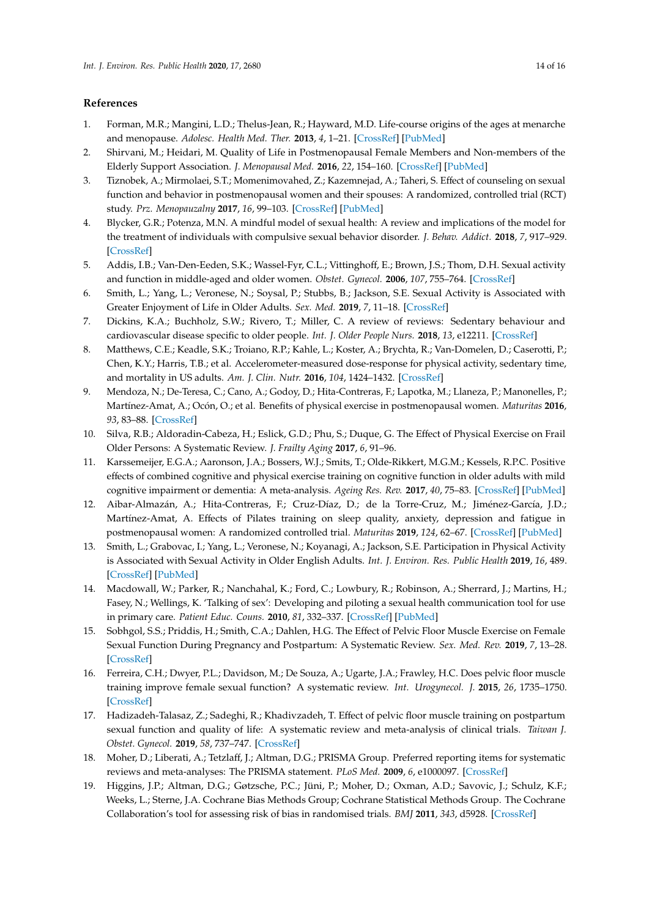## References

1. Forman, M.R.; Mangini, L.D.; Thelus-Jean, R.; Hayward, M.D. Life-course origins of the ages at menarche and menopause. *Adolesc. Health Med. Ther.* **2013**, *4*, 1–21. [CrossRef] [PubMed]
2. Shirvani, M.; Heidari, M. Quality of Life in Postmenopausal Female Members and Non-members of the Elderly Support Association. *J. Menopausal Med.* **2016**, *22*, 154–160. [CrossRef] [PubMed]
3. Tiznobek, A.; Mirmolaei, S.T.; Momenimovahed, Z.; Kazemnejad, A.; Taheri, S. Effect of counseling on sexual function and behavior in postmenopausal women and their spouses: A randomized, controlled trial (RCT) study. *Prz. Menopauzalny* **2017**, *16*, 99–103. [CrossRef] [PubMed]
4. Blycker, G.R.; Potenza, M.N. A mindful model of sexual health: A review and implications of the model for the treatment of individuals with compulsive sexual behavior disorder. *J. Behav. Addict.* **2018**, *7*, 917–929. [CrossRef]
5. Addis, I.B.; Van-Den-Eeden, S.K.; Wassel-Fyr, C.L.; Vittinghoff, E.; Brown, J.S.; Thom, D.H. Sexual activity and function in middle-aged and older women. *Obstet. Gynecol.* **2006**, *107*, 755–764. [CrossRef]
6. Smith, L.; Yang, L.; Veronese, N.; Soysal, P.; Stubbs, B.; Jackson, S.E. Sexual Activity is Associated with Greater Enjoyment of Life in Older Adults. *Sex. Med.* **2019**, *7*, 11–18. [CrossRef]
7. Dickins, K.A.; Buchholz, S.W.; Rivero, T.; Miller, C. A review of reviews: Sedentary behaviour and cardiovascular disease specific to older people. *Int. J. Older People Nurs.* **2018**, *13*, e12211. [CrossRef]
8. Matthews, C.E.; Keadle, S.K.; Troiano, R.P.; Kahle, L.; Koster, A.; Brychta, R.; Van-Domelen, D.; Caserotti, P.; Chen, K.Y.; Harris, T.B.; et al. Accelerometer-measured dose-response for physical activity, sedentary time, and mortality in US adults. *Am. J. Clin. Nutr.* **2016**, *104*, 1424–1432. [CrossRef]
9. Mendoza, N.; De-Teresa, C.; Cano, A.; Godoy, D.; Hita-Contreras, F.; Lapotka, M.; Llaneza, P.; Manonelles, P.; Martínez-Amat, A.; Ocón, O.; et al. Benefits of physical exercise in postmenopausal women. *Maturitas* **2016**, *93*, 83–88. [CrossRef]
10. Silva, R.B.; Aldoradin-Cabeza, H.; Eslick, G.D.; Phu, S.; Duque, G. The Effect of Physical Exercise on Frail Older Persons: A Systematic Review. *J. Frailty Aging* **2017**, *6*, 91–96.
11. Karssemeijer, E.G.A.; Aaronson, J.A.; Bossers, W.J.; Smits, T.; Olde-Rikkert, M.G.M.; Kessels, R.P.C. Positive effects of combined cognitive and physical exercise training on cognitive function in older adults with mild cognitive impairment or dementia: A meta-analysis. *Ageing Res. Rev.* **2017**, *40*, 75–83. [CrossRef] [PubMed]
12. Aibar-Almazán, A.; Hita-Contreras, F.; Cruz-Díaz, D.; de la Torre-Cruz, M.; Jiménez-García, J.D.; Martínez-Amat, A. Effects of Pilates training on sleep quality, anxiety, depression and fatigue in postmenopausal women: A randomized controlled trial. *Maturitas* **2019**, *124*, 62–67. [CrossRef] [PubMed]
13. Smith, L.; Grabovac, I.; Yang, L.; Veronese, N.; Koyanagi, A.; Jackson, S.E. Participation in Physical Activity is Associated with Sexual Activity in Older English Adults. *Int. J. Environ. Res. Public Health* **2019**, *16*, 489. [CrossRef] [PubMed]
14. Macdowall, W.; Parker, R.; Nanchahal, K.; Ford, C.; Lowbury, R.; Robinson, A.; Sherrard, J.; Martins, H.; Fasey, N.; Wellings, K. 'Talking of sex': Developing and piloting a sexual health communication tool for use in primary care. *Patient Educ. Couns.* **2010**, *81*, 332–337. [CrossRef] [PubMed]
15. Sobhgol, S.S.; Priddis, H.; Smith, C.A.; Dahlen, H.G. The Effect of Pelvic Floor Muscle Exercise on Female Sexual Function During Pregnancy and Postpartum: A Systematic Review. *Sex. Med. Rev.* **2019**, *7*, 13–28. [CrossRef]
16. Ferreira, C.H.; Dwyer, P.L.; Davidson, M.; De Souza, A.; Ugarte, J.A.; Frawley, H.C. Does pelvic floor muscle training improve female sexual function? A systematic review. *Int. Urogynecol. J.* **2015**, *26*, 1735–1750. [CrossRef]
17. Hadizadeh-Talasaz, Z.; Sadeghi, R.; Khadivzadeh, T. Effect of pelvic floor muscle training on postpartum sexual function and quality of life: A systematic review and meta-analysis of clinical trials. *Taiwan J. Obstet. Gynecol.* **2019**, *58*, 737–747. [CrossRef]
18. Moher, D.; Liberati, A.; Tetzlaff, J.; Altman, D.G.; PRISMA Group. Preferred reporting items for systematic reviews and meta-analyses: The PRISMA statement. *PLoS Med.* **2009**, *6*, e1000097. [CrossRef]
19. Higgins, J.P.; Altman, D.G.; Gøtzsche, P.C.; Jüni, P.; Moher, D.; Oxman, A.D.; Savovic, J.; Schulz, K.F.; Weeks, L.; Sterne, J.A. Cochrane Bias Methods Group; Cochrane Statistical Methods Group. The Cochrane Collaboration's tool for assessing risk of bias in randomised trials. *BMJ* **2011**, *343*, d5928. [CrossRef]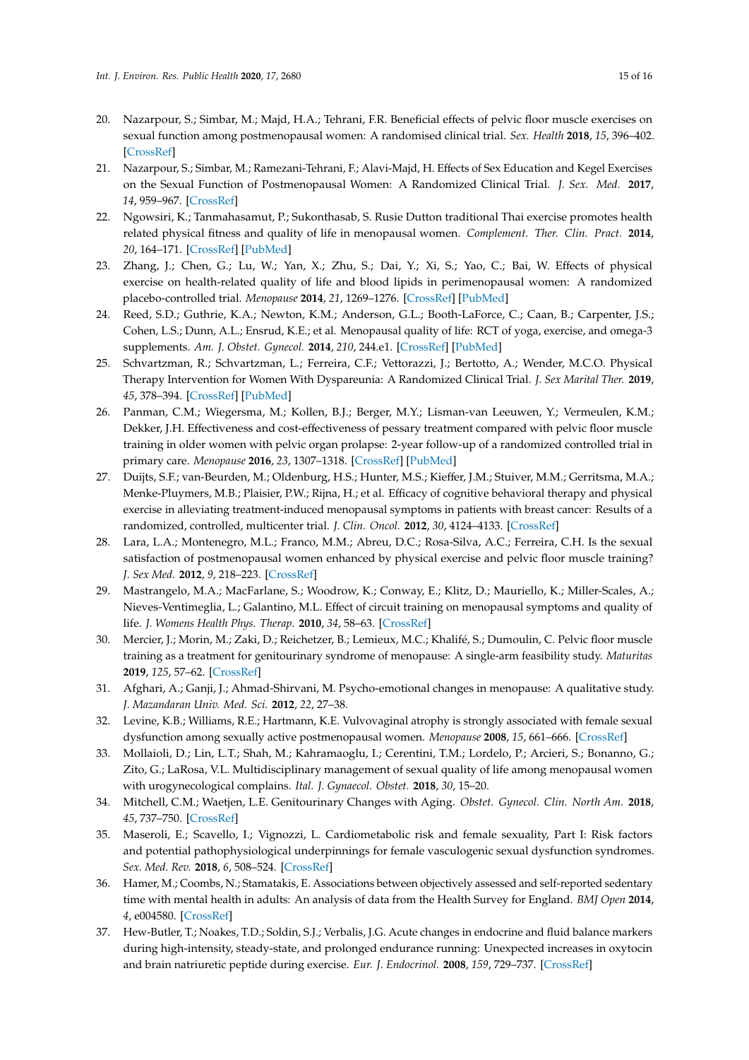20. Nazarpour, S.; Simbar, M.; Majd, H.A.; Tehrani, F.R. Beneficial effects of pelvic floor muscle exercises on sexual function among postmenopausal women: A randomised clinical trial. *Sex. Health* **2018**, *15*, 396–402. [CrossRef]
21. Nazarpour, S.; Simbar, M.; Ramezani-Tehrani, F.; Alavi-Majd, H. Effects of Sex Education and Kegel Exercises on the Sexual Function of Postmenopausal Women: A Randomized Clinical Trial. *J. Sex. Med.* **2017**, *14*, 959–967. [CrossRef]
22. Ngowsiri, K.; Tanmahasamut, P.; Sukonthasab, S. Rusie Dutton traditional Thai exercise promotes health related physical fitness and quality of life in menopausal women. *Complement. Ther. Clin. Pract.* **2014**, *20*, 164–171. [CrossRef] [PubMed]
23. Zhang, J.; Chen, G.; Lu, W.; Yan, X.; Zhu, S.; Dai, Y.; Xi, S.; Yao, C.; Bai, W. Effects of physical exercise on health-related quality of life and blood lipids in perimenopausal women: A randomized placebo-controlled trial. *Menopause* **2014**, *21*, 1269–1276. [CrossRef] [PubMed]
24. Reed, S.D.; Guthrie, K.A.; Newton, K.M.; Anderson, G.L.; Booth-LaForce, C.; Caan, B.; Carpenter, J.S.; Cohen, L.S.; Dunn, A.L.; Ensrud, K.E.; et al. Menopausal quality of life: RCT of yoga, exercise, and omega-3 supplements. *Am. J. Obstet. Gynecol.* **2014**, *210*, 244.e1. [CrossRef] [PubMed]
25. Schvartzman, R.; Schvartzman, L.; Ferreira, C.F.; Vettorazzi, J.; Bertotto, A.; Wender, M.C.O. Physical Therapy Intervention for Women With Dyspareunia: A Randomized Clinical Trial. *J. Sex Marital Ther.* **2019**, *45*, 378–394. [CrossRef] [PubMed]
26. Panman, C.M.; Wiegersma, M.; Kollen, B.J.; Berger, M.Y.; Lisman-van Leeuwen, Y.; Vermeulen, K.M.; Dekker, J.H. Effectiveness and cost-effectiveness of pessary treatment compared with pelvic floor muscle training in older women with pelvic organ prolapse: 2-year follow-up of a randomized controlled trial in primary care. *Menopause* **2016**, *23*, 1307–1318. [CrossRef] [PubMed]
27. Duijts, S.F.; van-Beurden, M.; Oldenburg, H.S.; Hunter, M.S.; Kieffer, J.M.; Stuiver, M.M.; Gerritsma, M.A.; Menke-Pluymers, M.B.; Plaisier, P.W.; Rijna, H.; et al. Efficacy of cognitive behavioral therapy and physical exercise in alleviating treatment-induced menopausal symptoms in patients with breast cancer: Results of a randomized, controlled, multicenter trial. *J. Clin. Oncol.* **2012**, *30*, 4124–4133. [CrossRef]
28. Lara, L.A.; Montenegro, M.L.; Franco, M.M.; Abreu, D.C.; Rosa-Silva, A.C.; Ferreira, C.H. Is the sexual satisfaction of postmenopausal women enhanced by physical exercise and pelvic floor muscle training? *J. Sex Med.* **2012**, *9*, 218–223. [CrossRef]
29. Mastrangelo, M.A.; MacFarlane, S.; Woodrow, K.; Conway, E.; Klitz, D.; Mauriello, K.; Miller-Scales, A.; Nieves-Ventimeglia, L.; Galantino, M.L. Effect of circuit training on menopausal symptoms and quality of life. *J. Womens Health Phys. Therap.* **2010**, *34*, 58–63. [CrossRef]
30. Mercier, J.; Morin, M.; Zaki, D.; Reichetzer, B.; Lemieux, M.C.; Khalifé, S.; Dumoulin, C. Pelvic floor muscle training as a treatment for genitourinary syndrome of menopause: A single-arm feasibility study. *Maturitas* **2019**, *125*, 57–62. [CrossRef]
31. Afghari, A.; Ganji, J.; Ahmad-Shirvani, M. Psycho-emotional changes in menopause: A qualitative study. *J. Mazandaran Univ. Med. Sci.* **2012**, *22*, 27–38.
32. Levine, K.B.; Williams, R.E.; Hartmann, K.E. Vulvovaginal atrophy is strongly associated with female sexual dysfunction among sexually active postmenopausal women. *Menopause* **2008**, *15*, 661–666. [CrossRef]
33. Mollaioli, D.; Lin, L.T.; Shah, M.; Kahramaoglu, I.; Cerentini, T.M.; Lordelo, P.; Arcieri, S.; Bonanno, G.; Zito, G.; LaRosa, V.L. Multidisciplinary management of sexual quality of life among menopausal women with urogynecological complains. *Ital. J. Gynaecol. Obstet.* **2018**, *30*, 15–20.
34. Mitchell, C.M.; Waetjen, L.E. Genitourinary Changes with Aging. *Obstet. Gynecol. Clin. North Am.* **2018**, *45*, 737–750. [CrossRef]
35. Maseroli, E.; Scavello, I.; Vignozzi, L. Cardiometabolic risk and female sexuality, Part I: Risk factors and potential pathophysiological underpinnings for female vasculogenic sexual dysfunction syndromes. *Sex. Med. Rev.* **2018**, *6*, 508–524. [CrossRef]
36. Hamer, M.; Coombs, N.; Stamatakis, E. Associations between objectively assessed and self-reported sedentary time with mental health in adults: An analysis of data from the Health Survey for England. *BMJ Open* **2014**, *4*, e004580. [CrossRef]
37. Hew-Butler, T.; Noakes, T.D.; Soldin, S.J.; Verbalis, J.G. Acute changes in endocrine and fluid balance markers during high-intensity, steady-state, and prolonged endurance running: Unexpected increases in oxytocin and brain natriuretic peptide during exercise. *Eur. J. Endocrinol.* **2008**, *159*, 729–737. [CrossRef]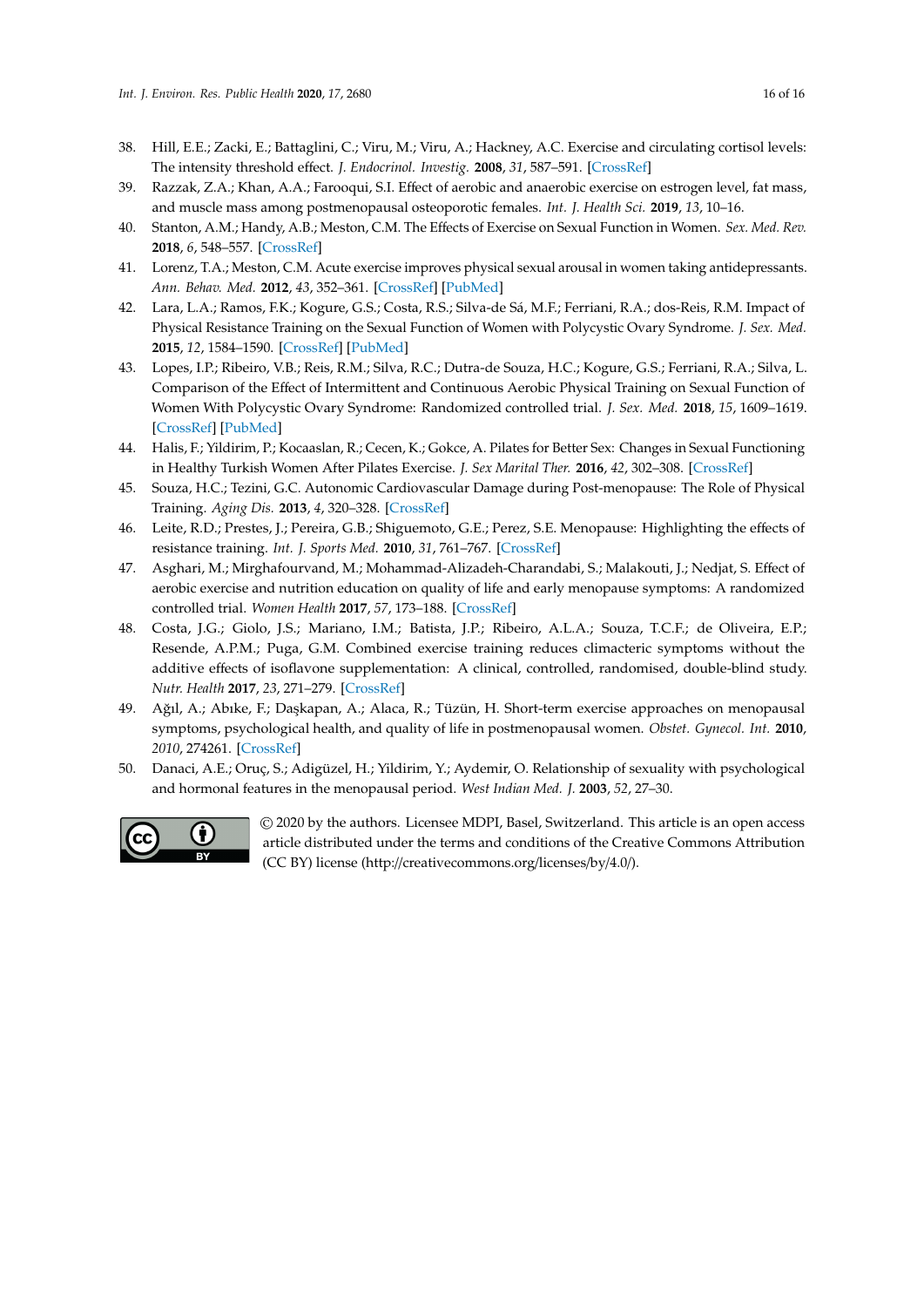38. Hill, E.E.; Zacki, E.; Battaglini, C.; Viru, M.; Viru, A.; Hackney, A.C. Exercise and circulating cortisol levels: The intensity threshold effect. *J. Endocrinol. Investig.* **2008**, *31*, 587–591. [CrossRef]
39. Razzak, Z.A.; Khan, A.A.; Farooqui, S.I. Effect of aerobic and anaerobic exercise on estrogen level, fat mass, and muscle mass among postmenopausal osteoporotic females. *Int. J. Health Sci.* **2019**, *13*, 10–16.
40. Stanton, A.M.; Handy, A.B.; Meston, C.M. The Effects of Exercise on Sexual Function in Women. *Sex. Med. Rev.* **2018**, *6*, 548–557. [CrossRef]
41. Lorenz, T.A.; Meston, C.M. Acute exercise improves physical sexual arousal in women taking antidepressants. *Ann. Behav. Med.* **2012**, *43*, 352–361. [CrossRef] [PubMed]
42. Lara, L.A.; Ramos, F.K.; Kogure, G.S.; Costa, R.S.; Silva-de Sá, M.F.; Ferriani, R.A.; dos-Reis, R.M. Impact of Physical Resistance Training on the Sexual Function of Women with Polycystic Ovary Syndrome. *J. Sex. Med.* **2015**, *12*, 1584–1590. [CrossRef] [PubMed]
43. Lopes, I.P.; Ribeiro, V.B.; Reis, R.M.; Silva, R.C.; Dutra-de Souza, H.C.; Kogure, G.S.; Ferriani, R.A.; Silva, L. Comparison of the Effect of Intermittent and Continuous Aerobic Physical Training on Sexual Function of Women With Polycystic Ovary Syndrome: Randomized controlled trial. *J. Sex. Med.* **2018**, *15*, 1609–1619. [CrossRef] [PubMed]
44. Halis, F.; Yildirim, P.; Kocaaslan, R.; Cecen, K.; Gokce, A. Pilates for Better Sex: Changes in Sexual Functioning in Healthy Turkish Women After Pilates Exercise. *J. Sex Marital Ther.* **2016**, *42*, 302–308. [CrossRef]
45. Souza, H.C.; Tezini, G.C. Autonomic Cardiovascular Damage during Post-menopause: The Role of Physical Training. *Aging Dis.* **2013**, *4*, 320–328. [CrossRef]
46. Leite, R.D.; Prestes, J.; Pereira, G.B.; Shiguemoto, G.E.; Perez, S.E. Menopause: Highlighting the effects of resistance training. *Int. J. Sports Med.* **2010**, *31*, 761–767. [CrossRef]
47. Asghari, M.; Mirghafourvand, M.; Mohammad-Alizadeh-Charandabi, S.; Malakouti, J.; Nedjat, S. Effect of aerobic exercise and nutrition education on quality of life and early menopause symptoms: A randomized controlled trial. *Women Health* **2017**, *57*, 173–188. [CrossRef]
48. Costa, J.G.; Giolo, J.S.; Mariano, I.M.; Batista, J.P.; Ribeiro, A.L.A.; Souza, T.C.F.; de Oliveira, E.P.; Resende, A.P.M.; Puga, G.M. Combined exercise training reduces climacteric symptoms without the additive effects of isoflavone supplementation: A clinical, controlled, randomised, double-blind study. *Nutr. Health* **2017**, *23*, 271–279. [CrossRef]
49. Ağıl, A.; Abıke, F.; Daşkapan, A.; Alaca, R.; Tüzün, H. Short-term exercise approaches on menopausal symptoms, psychological health, and quality of life in postmenopausal women. *Obstet. Gynecol. Int.* **2010**, *2010*, 274261. [CrossRef]
50. Danaci, A.E.; Oruç, S.; Adigüzel, H.; Yildirim, Y.; Aydemir, O. Relationship of sexuality with psychological and hormonal features in the menopausal period. *West Indian Med. J.* **2003**, *52*, 27–30.

© 2020 by the authors. Licensee MDPI, Basel, Switzerland. This article is an open access article distributed under the terms and conditions of the Creative Commons Attribution (CC BY) license (http://creativecommons.org/licenses/by/4.0/).